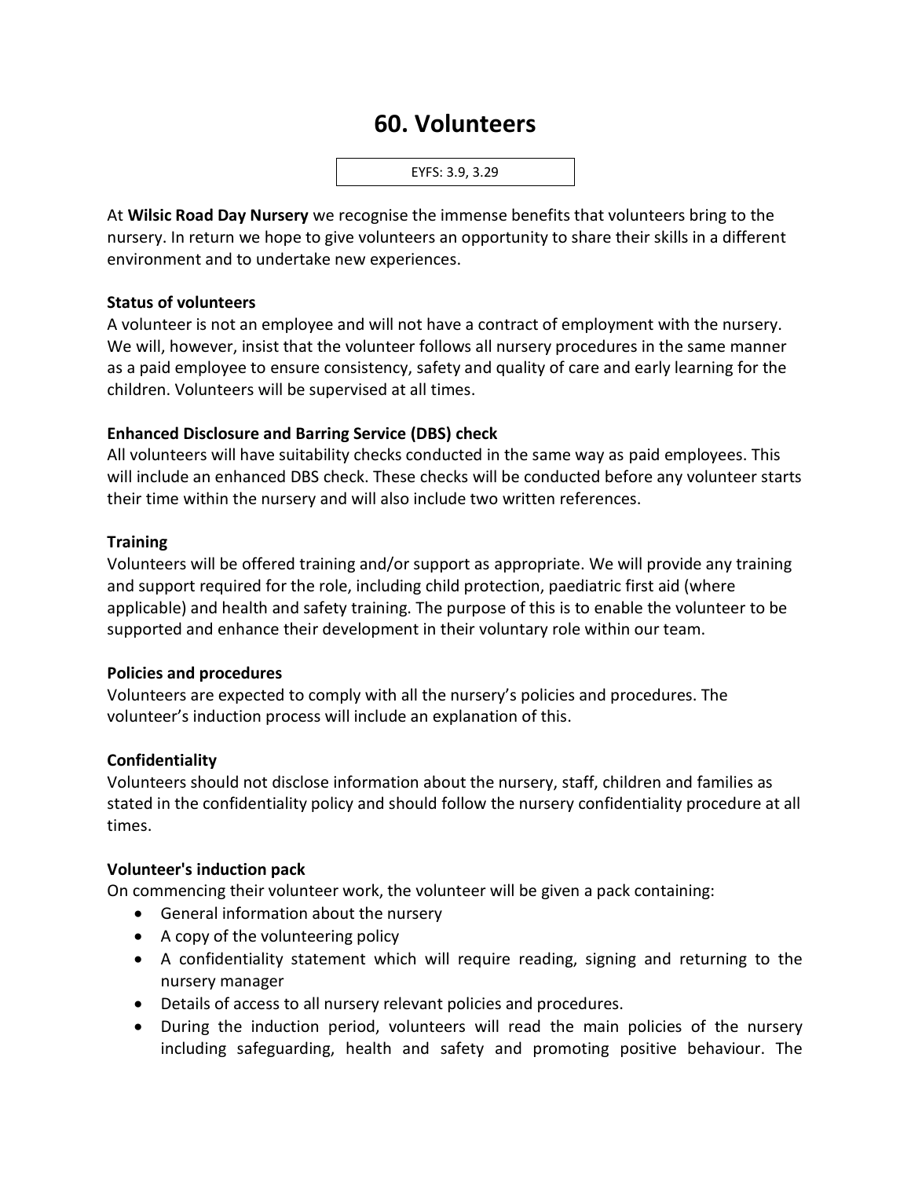# 60. Volunteers

EYFS: 3.9, 3.29

At **Wilsic Road Day Nursery** we recognise the immense benefits that volunteers bring to the nursery. In return we hope to give volunteers an opportunity to share their skills in a different environment and to undertake new experiences.

**Status of volunteers**

A volunteer is not an employee and will not have a contract of employment with the nursery. We will, however, insist that the volunteer follows all nursery procedures in the same manner as a paid employee to ensure consistency, safety and quality of care and early learning for the children. Volunteers will be supervised at all times.

**Enhanced Disclosure and Barring Service (DBS) check**

All volunteers will have suitability checks conducted in the same way as paid employees. This will include an enhanced DBS check. These checks will be conducted before any volunteer starts their time within the nursery and will also include two written references.

**Training**

Volunteers will be offered training and/or support as appropriate. We will provide any training and support required for the role, including child protection, paediatric first aid (where applicable) and health and safety training. The purpose of this is to enable the volunteer to be supported and enhance their development in their voluntary role within our team.

**Policies and procedures**

Volunteers are expected to comply with all the nursery's policies and procedures. The volunteer's induction process will include an explanation of this.

**Confidentiality**

Volunteers should not disclose information about the nursery, staff, children and families as stated in the confidentiality policy and should follow the nursery confidentiality procedure at all times.

**Volunteer's induction pack**

On commencing their volunteer work, the volunteer will be given a pack containing:

- General information about the nursery
- A copy of the volunteering policy
- A confidentiality statement which will require reading, signing and returning to the nursery manager
- Details of access to all nursery relevant policies and procedures.
- During the induction period, volunteers will read the main policies of the nursery including safeguarding, health and safety and promoting positive behaviour. The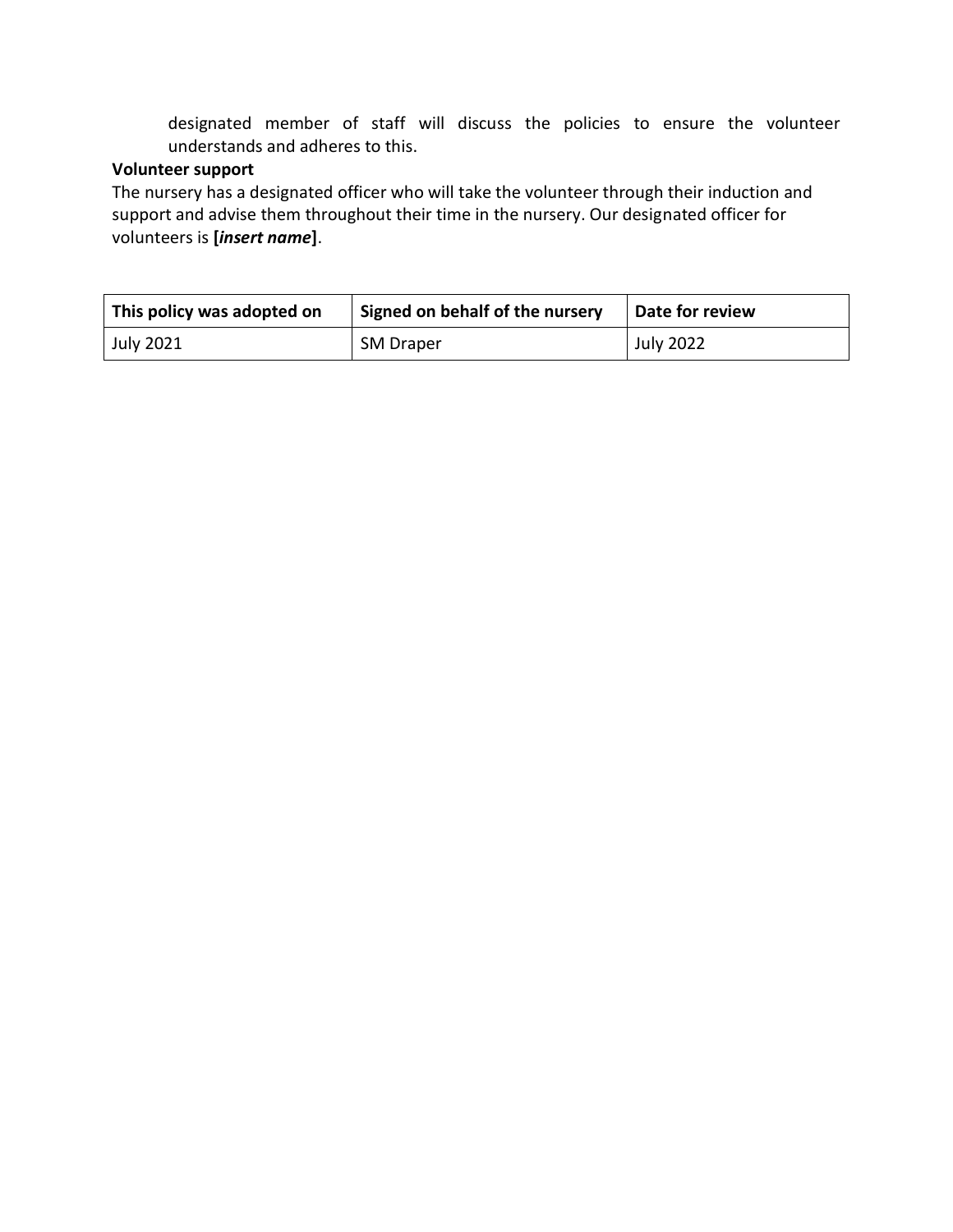designated member of staff will discuss the policies to ensure the volunteer understands and adheres to this.

**Volunteer support**

The nursery has a designated officer who will take the volunteer through their induction and support and advise them throughout their time in the nursery. Our designated officer for volunteers is **[*insert name*]**.

| This policy was adopted on | Signed on behalf of the nursery | Date for review |
|---|---|---|
| July 2021 | SM Draper | July 2022 |